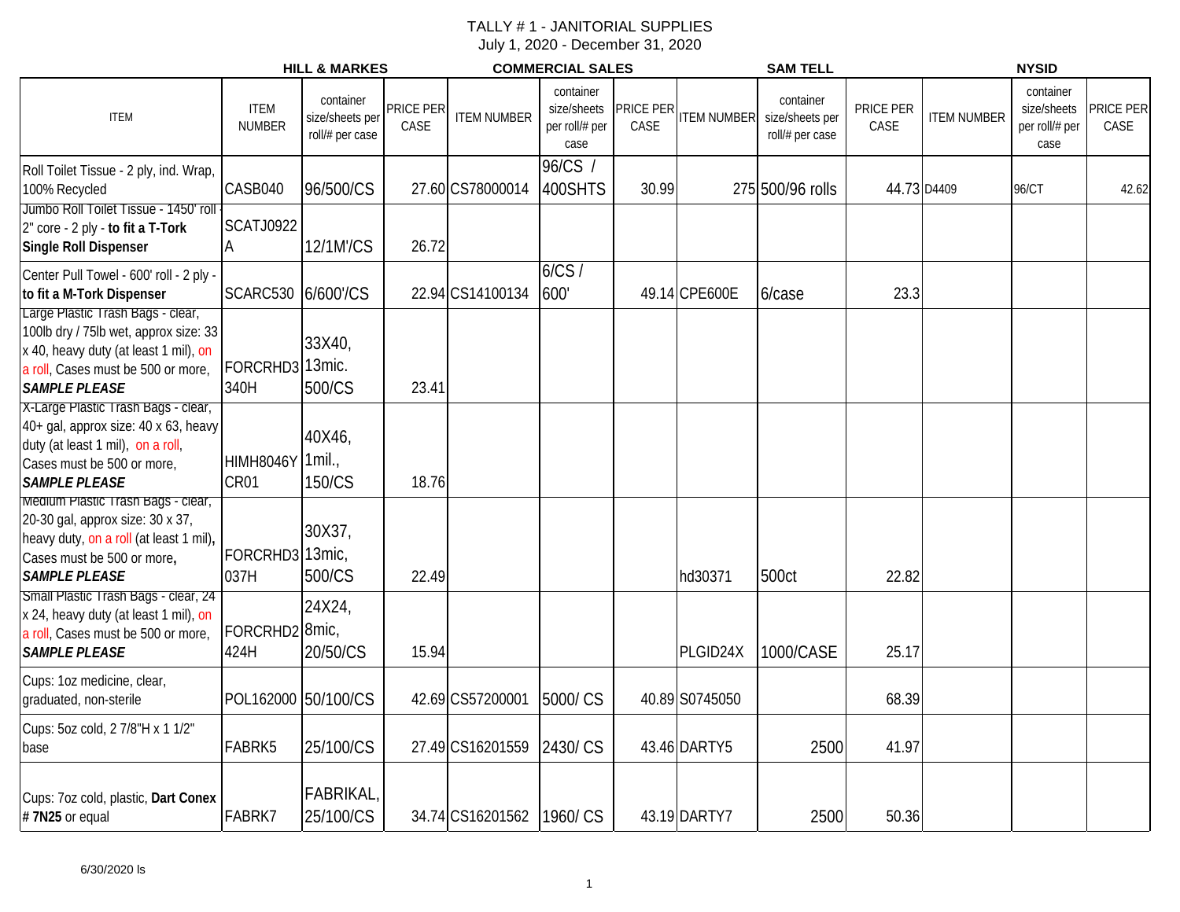# TALLY # 1 - JANITORIAL SUPPLIES

July 1, 2020 - December 31, 2020

| | HILL & MARKES | | | COMMERCIAL SALES | | | SAM TELL | | | NYSID | |
|---|---|---|---|---|---|---|---|---|---|---|---|
| ITEM | ITEM NUMBER | container size/sheets per roll/# per case | PRICE PER CASE | ITEM NUMBER | container size/sheets per roll/# per case | PRICE PER CASE | ITEM NUMBER | container size/sheets per roll/# per case | PRICE PER CASE | ITEM NUMBER | container size/sheets per roll/# per case | PRICE PER CASE |
| Roll Toilet Tissue - 2 ply, ind. Wrap, 100% Recycled | CASB040 | 96/500/CS | 27.60 | CS78000014 | 96/CS / 400SHTS | 30.99 | 275 | 500/96 rolls | 44.73 | D4409 | 96/CT | 42.62 |
| Jumbo Roll Toilet Tissue - 1450' roll 2" core - 2 ply - **to fit a T-Tork Single Roll Dispenser** | SCATJ0922A | 12/1M'/CS | 26.72 | | | | | | | | | |
| Center Pull Towel - 600' roll - 2 ply - **to fit a M-Tork Dispenser** | SCARC530 | 6/600'/CS | 22.94 | CS14100134 | 6/CS / 600' | 49.14 | CPE600E | 6/case | 23.3 | | | |
| Large Plastic Trash Bags - clear, 100lb dry / 75lb wet, approx size: 33 x 40, heavy duty (at least 1 mil), on a roll, Cases must be 500 or more, ***SAMPLE PLEASE*** | FORCRHD3340H | 33X40, 13mic. 500/CS | 23.41 | | | | | | | | | |
| X-Large Plastic Trash Bags - clear, 40+ gal, approx size: 40 x 63, heavy duty (at least 1 mil), on a roll, Cases must be 500 or more, ***SAMPLE PLEASE*** | HIMH8046YCR01 | 40X46, 1mil., 150/CS | 18.76 | | | | | | | | | |
| Medium Plastic Trash Bags - clear, 20-30 gal, approx size: 30 x 37, heavy duty, on a roll (at least 1 mil), Cases must be 500 or more, ***SAMPLE PLEASE*** | FORCRHD3037H | 30X37, 13mic, 500/CS | 22.49 | | | | hd30371 | 500ct | 22.82 | | | |
| Small Plastic Trash Bags - clear, 24 x 24, heavy duty (at least 1 mil), on a roll, Cases must be 500 or more, ***SAMPLE PLEASE*** | FORCRHD2424H | 24X24, 8mic, 20/50/CS | 15.94 | | | | PLGID24X | 1000/CASE | 25.17 | | | |
| Cups: 1oz medicine, clear, graduated, non-sterile | POL162000 | 50/100/CS | 42.69 | CS57200001 | 5000/ CS | 40.89 | S0745050 | | 68.39 | | | |
| Cups: 5oz cold, 2 7/8"H x 1 1/2" base | FABRK5 | 25/100/CS | 27.49 | CS16201559 | 2430/ CS | 43.46 | DARTY5 | 2500 | 41.97 | | | |
| Cups: 7oz cold, plastic, **Dart Conex # 7N25** or equal | FABRK7 | FABRIKAL, 25/100/CS | 34.74 | CS16201562 | 1960/ CS | 43.19 | DARTY7 | 2500 | 50.36 | | | |

6/30/2020 ls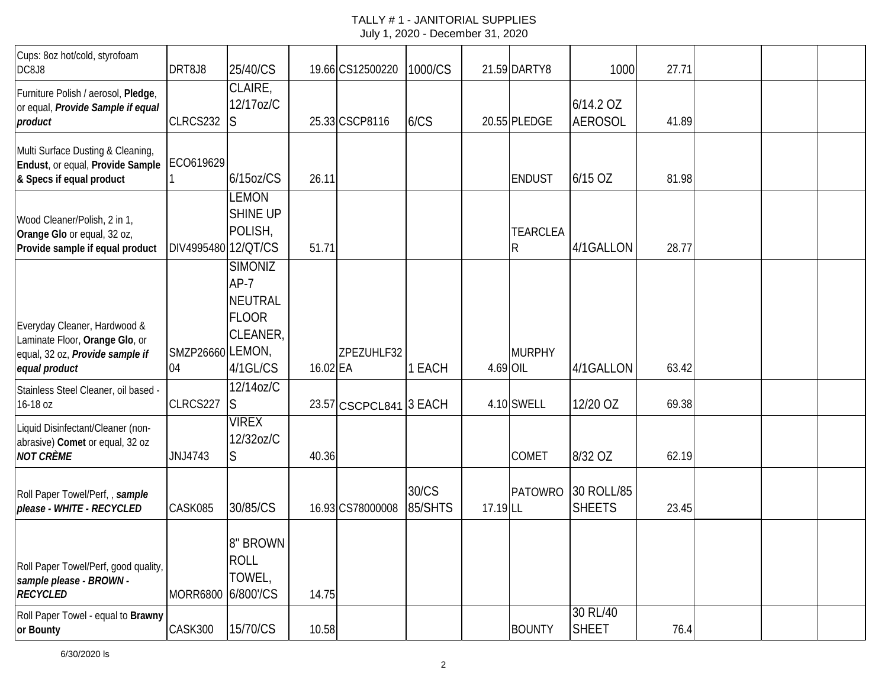TALLY # 1 - JANITORIAL SUPPLIES
July 1, 2020 - December 31, 2020

| | | | | | | | | | | | | |
|---|---|---|---|---|---|---|---|---|---|---|---|---|
| Cups: 8oz hot/cold, styrofoam DC8J8 | DRT8J8 | 25/40/CS | 19.66 | CS12500220 | 1000/CS | 21.59 | DARTY8 | 1000 | 27.71 | | | |
| Furniture Polish / aerosol, **Pledge**, or equal, ***Provide Sample if equal product*** | CLRCS232 | CLAIRE, 12/17oz/CS | 25.33 | CSCP8116 | 6/CS | 20.55 | PLEDGE | 6/14.2 OZ AEROSOL | 41.89 | | | |
| Multi Surface Dusting & Cleaning, **Endust**, or equal, **Provide Sample & Specs if equal product** | ECO6196291 | 6/15oz/CS | 26.11 | | | | ENDUST | 6/15 OZ | 81.98 | | | |
| Wood Cleaner/Polish, 2 in 1, **Orange Glo** or equal, 32 oz, **Provide sample if equal product** | DIV4995480 | LEMON SHINE UP POLISH, 12/QT/CS | 51.71 | | | | TEARCLEAR | 4/1GALLON | 28.77 | | | |
| Everyday Cleaner, Hardwood & Laminate Floor, **Orange Glo**, or equal, 32 oz, ***Provide sample if equal product*** | SMZP2666004 | SIMONIZ AP-7 NEUTRAL FLOOR CLEANER, LEMON, 4/1GL/CS | 16.02 | ZPEZUHLF32EA | 1 EACH | 4.69 | MURPHY OIL | 4/1GALLON | 63.42 | | | |
| Stainless Steel Cleaner, oil based - 16-18 oz | CLRCS227 | 12/14oz/CS | 23.57 | CSCPCL841 | 3 EACH | 4.10 | SWELL | 12/20 OZ | 69.38 | | | |
| Liquid Disinfectant/Cleaner (non-abrasive) **Comet** or equal, 32 oz ***NOT CRÈME*** | JNJ4743 | VIREX 12/32oz/CS | 40.36 | | | | COMET | 8/32 OZ | 62.19 | | | |
| Roll Paper Towel/Perf, , ***sample please - WHITE - RECYCLED*** | CASK085 | 30/85/CS | 16.93 | CS78000008 | 30/CS 85/SHTS | 17.19 | PATOWROLL | 30 ROLL/85 SHEETS | 23.45 | | | |
| Roll Paper Towel/Perf, good quality, ***sample please - BROWN - RECYCLED*** | MORR6800 | 8" BROWN ROLL TOWEL, 6/800'/CS | 14.75 | | | | | | | | | |
| Roll Paper Towel - equal to **Brawny or Bounty** | CASK300 | 15/70/CS | 10.58 | | | | BOUNTY | 30 RL/40 SHEET | 76.4 | | | |

6/30/2020 ls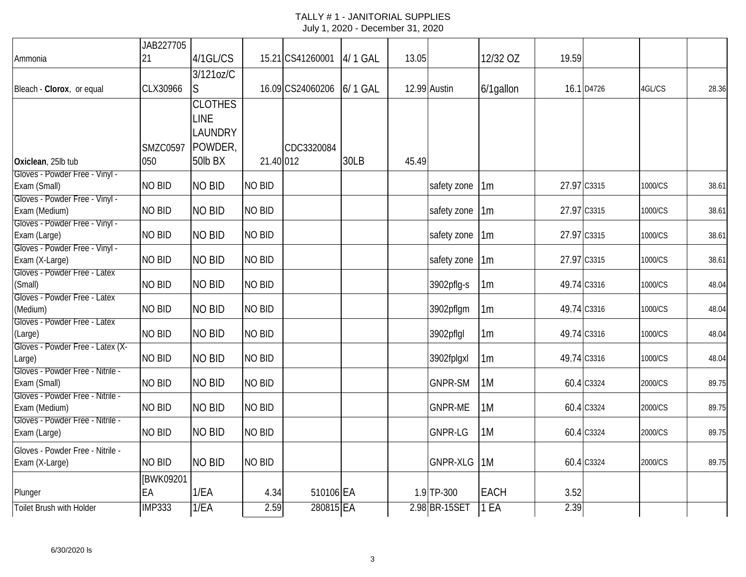# TALLY # 1 - JANITORIAL SUPPLIES
July 1, 2020 - December 31, 2020

| | | | | | | | | | | | | |
|---|---|---|---|---|---|---|---|---|---|---|---|---|
| Ammonia | JAB22770521 | 4/1GL/CS | 15.21 | CS41260001 | 4/ 1 GAL | 13.05 | | 12/32 OZ | 19.59 | | | |
| Bleach - **Clorox**, or equal | CLX30966 | 3/121oz/CS | 16.09 | CS24060206 | 6/ 1 GAL | 12.99 | Austin | 6/1gallon | 16.1 | D4726 | 4GL/CS | 28.36 |
| **Oxiclean**, 25lb tub | SMZC0597050 | CLOTHES LINE LAUNDRY POWDER, 50lb BX | 21.40 | CDC3320084012 | 30LB | 45.49 | | | | | | |
| Gloves - Powder Free - Vinyl - Exam (Small) | NO BID | NO BID | NO BID | | | | safety zone | 1m | 27.97 | C3315 | 1000/CS | 38.61 |
| Gloves - Powder Free - Vinyl - Exam (Medium) | NO BID | NO BID | NO BID | | | | safety zone | 1m | 27.97 | C3315 | 1000/CS | 38.61 |
| Gloves - Powder Free - Vinyl - Exam (Large) | NO BID | NO BID | NO BID | | | | safety zone | 1m | 27.97 | C3315 | 1000/CS | 38.61 |
| Gloves - Powder Free - Vinyl - Exam (X-Large) | NO BID | NO BID | NO BID | | | | safety zone | 1m | 27.97 | C3315 | 1000/CS | 38.61 |
| Gloves - Powder Free - Latex (Small) | NO BID | NO BID | NO BID | | | | 3902pflg-s | 1m | 49.74 | C3316 | 1000/CS | 48.04 |
| Gloves - Powder Free - Latex (Medium) | NO BID | NO BID | NO BID | | | | 3902pflgm | 1m | 49.74 | C3316 | 1000/CS | 48.04 |
| Gloves - Powder Free - Latex (Large) | NO BID | NO BID | NO BID | | | | 3902pflgl | 1m | 49.74 | C3316 | 1000/CS | 48.04 |
| Gloves - Powder Free - Latex (X-Large) | NO BID | NO BID | NO BID | | | | 3902fplgxl | 1m | 49.74 | C3316 | 1000/CS | 48.04 |
| Gloves - Powder Free - Nitrile - Exam (Small) | NO BID | NO BID | NO BID | | | | GNPR-SM | 1M | 60.4 | C3324 | 2000/CS | 89.75 |
| Gloves - Powder Free - Nitrile - Exam (Medium) | NO BID | NO BID | NO BID | | | | GNPR-ME | 1M | 60.4 | C3324 | 2000/CS | 89.75 |
| Gloves - Powder Free - Nitrile - Exam (Large) | NO BID | NO BID | NO BID | | | | GNPR-LG | 1M | 60.4 | C3324 | 2000/CS | 89.75 |
| Gloves - Powder Free - Nitrile - Exam (X-Large) | NO BID | NO BID | NO BID | | | | GNPR-XLG | 1M | 60.4 | C3324 | 2000/CS | 89.75 |
| Plunger | [BWK09201EA | 1/EA | 4.34 | 510106 | EA | 1.9 | TP-300 | EACH | 3.52 | | | |
| Toilet Brush with Holder | IMP333 | 1/EA | 2.59 | 280815 | EA | 2.98 | BR-15SET | 1 EA | 2.39 | | | |

6/30/2020 ls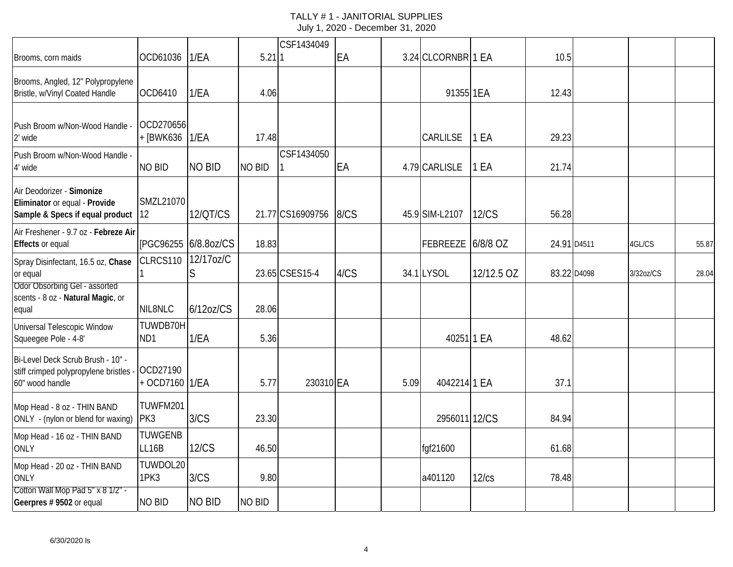# TALLY # 1 - JANITORIAL SUPPLIES
July 1, 2020 - December 31, 2020

| | | | | | | | | | | | | |
|---|---|---|---|---|---|---|---|---|---|---|---|---|
| Brooms, corn maids | OCD61036 | 1/EA | 5.21 | CSF1434049 1 | EA | 3.24 | CLCORNBR | 1 EA | 10.5 | | | |
| Brooms, Angled, 12" Polypropylene Bristle, w/Vinyl Coated Handle | OCD6410 | 1/EA | 4.06 | | | | 91355 | 1EA | 12.43 | | | |
| Push Broom w/Non-Wood Handle - 2' wide | OCD270656 + [BWK636 | 1/EA | 17.48 | | | | CARLILSE | 1 EA | 29.23 | | | |
| Push Broom w/Non-Wood Handle - 4' wide | NO BID | NO BID | NO BID | CSF1434050 1 | EA | 4.79 | CARLISLE | 1 EA | 21.74 | | | |
| Air Deodorizer - **Simonize Eliminator** or equal - **Provide Sample & Specs if equal product** | SMZL21070 12 | 12/QT/CS | 21.77 | CS16909756 | 8/CS | 45.9 | SIM-L2107 | 12/CS | 56.28 | | | |
| Air Freshener - 9.7 oz - **Febreze Air Effects** or equal | [PGC96255 | 6/8.8oz/CS | 18.83 | | | | FEBREEZE | 6/8/8 OZ | 24.91 | D4511 | 4GL/CS | 55.87 |
| Spray Disinfectant, 16.5 oz, **Chase** or equal | CLRCS110 1 | 12/17oz/CS | 23.65 | CSES15-4 | 4/CS | 34.1 | LYSOL | 12/12.5 OZ | 83.22 | D4098 | 3/32oz/CS | 28.04 |
| Odor Obsorbing Gel - assorted scents - 8 oz - **Natural Magic**, or equal | NIL8NLC | 6/12oz/CS | 28.06 | | | | | | | | | |
| Universal Telescopic Window Squeegee Pole - 4-8' | TUWDB70H ND1 | 1/EA | 5.36 | | | | 40251 | 1 EA | 48.62 | | | |
| Bi-Level Deck Scrub Brush - 10" - stiff crimped polypropylene bristles - 60" wood handle | OCD27190 + OCD7160 | 1/EA | 5.77 | 230310 | EA | 5.09 | 4042214 | 1 EA | 37.1 | | | |
| Mop Head - 8 oz - THIN BAND ONLY - (nylon or blend for waxing) | TUWFM201 PK3 | 3/CS | 23.30 | | | | 2956011 | 12/CS | 84.94 | | | |
| Mop Head - 16 oz - THIN BAND ONLY | TUWGENB LL16B | 12/CS | 46.50 | | | | fgf21600 | | 61.68 | | | |
| Mop Head - 20 oz - THIN BAND ONLY | TUWDOL20 1PK3 | 3/CS | 9.80 | | | | a401120 | 12/cs | 78.48 | | | |
| Cotton Wall Mop Pad 5" x 8 1/2" - **Geerpres # 9502** or equal | NO BID | NO BID | NO BID | | | | | | | | | |

6/30/2020 ls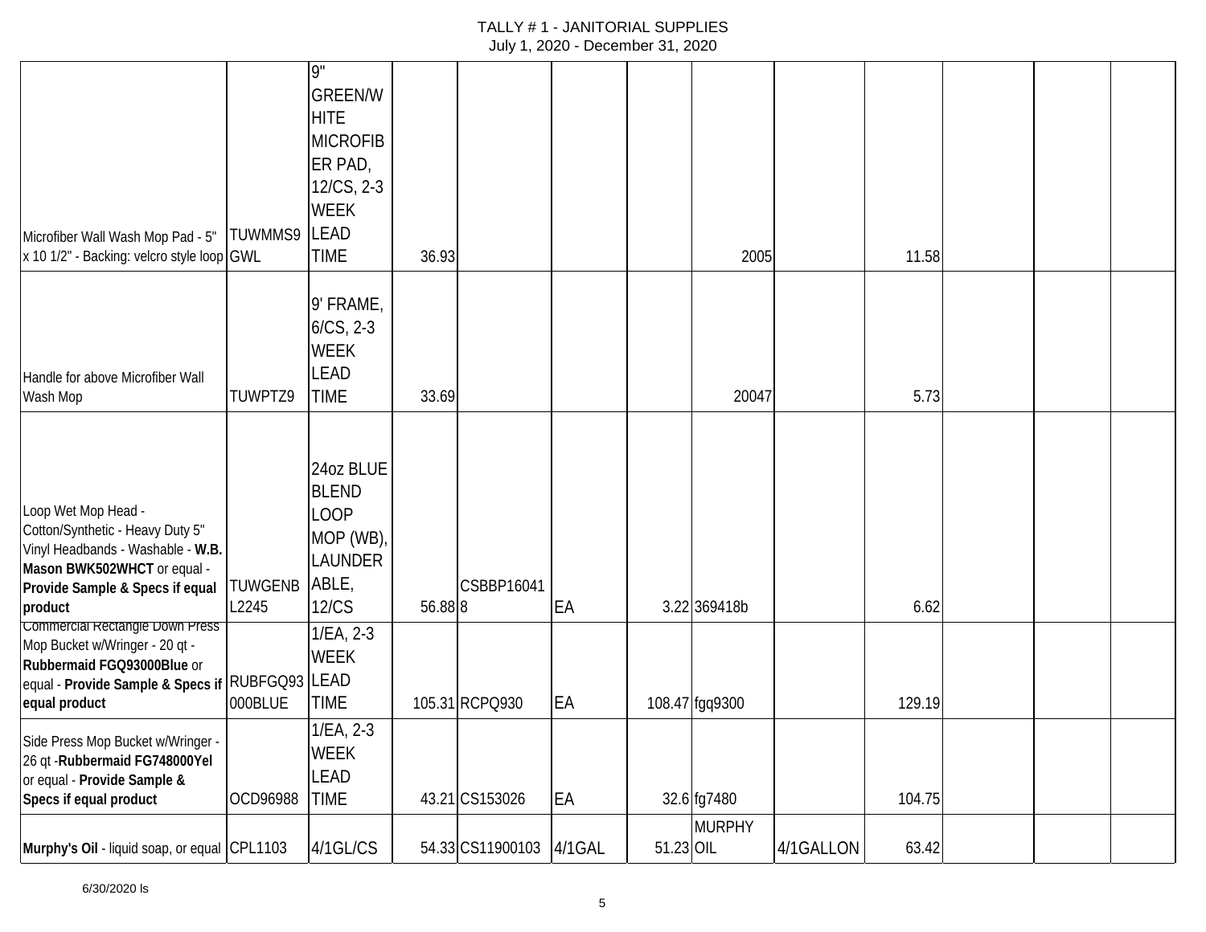TALLY # 1 - JANITORIAL SUPPLIES
July 1, 2020 - December 31, 2020

| | | | | | | | | | | | | |
|---|---|---|---|---|---|---|---|---|---|---|---|---|
| Microfiber Wall Wash Mop Pad - 5" x 10 1/2" - Backing: velcro style loop | TUWMMS9GWL | 9" GREEN/WHITE MICROFIBER PAD, 12/CS, 2-3 WEEK LEAD TIME | 36.93 | | | | 2005 | | 11.58 | | | |
| Handle for above Microfiber Wall Wash Mop | TUWPTZ9 | 9' FRAME, 6/CS, 2-3 WEEK LEAD TIME | 33.69 | | | | 20047 | | 5.73 | | | |
| Loop Wet Mop Head - Cotton/Synthetic - Heavy Duty 5" Vinyl Headbands - Washable - **W.B. Mason BWK502WHCT** or equal - **Provide Sample & Specs if equal product** | TUWGENBL2245 | 24oz BLUE BLEND LOOP MOP (WB), LAUNDERABLE, 12/CS | 56.88 | CSBBP160418 | EA | 3.22 | 369418b | | 6.62 | | | |
| Commercial Rectangle Down Press Mop Bucket w/Wringer - 20 qt - **Rubbermaid FGQ93000Blue** or equal - **Provide Sample & Specs if equal product** | RUBFGQ93000BLUE | 1/EA, 2-3 WEEK LEAD TIME | 105.31 | RCPQ930 | EA | 108.47 | fgq9300 | | 129.19 | | | |
| Side Press Mop Bucket w/Wringer - 26 qt -**Rubbermaid FG748000Yel** or equal - **Provide Sample & Specs if equal product** | OCD96988 | 1/EA, 2-3 WEEK LEAD TIME | 43.21 | CS153026 | EA | 32.6 | fg7480 | | 104.75 | | | |
| **Murphy's Oil** - liquid soap, or equal | CPL1103 | 4/1GL/CS | 54.33 | CS11900103 | 4/1GAL | 51.23 | MURPHY OIL | 4/1GALLON | 63.42 | | | |

6/30/2020 ls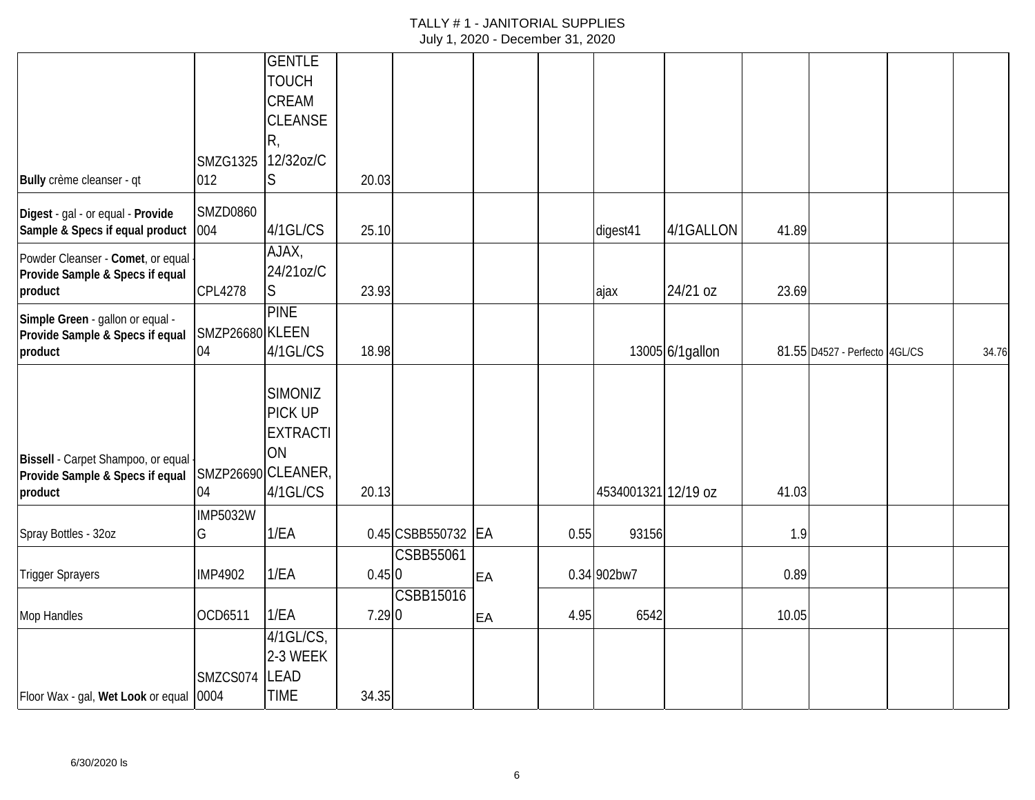TALLY # 1 - JANITORIAL SUPPLIES
July 1, 2020 - December 31, 2020

| | | | | | | | | | | | | |
|---|---|---|---|---|---|---|---|---|---|---|---|---|
| **Bully** crème cleanser - qt | SMZG1325012 | GENTLE TOUCH CREAM CLEANSER, 12/32oz/CS | 20.03 | | | | | | | | | |
| **Digest** - gal - or equal - **Provide Sample & Specs if equal product** | SMZD0860004 | 4/1GL/CS | 25.10 | | | | digest41 | 4/1GALLON | 41.89 | | | |
| Powder Cleanser - **Comet**, or equal - **Provide Sample & Specs if equal product** | CPL4278 | AJAX, 24/21oz/CS | 23.93 | | | | ajax | 24/21 oz | 23.69 | | | |
| **Simple Green** - gallon or equal - **Provide Sample & Specs if equal product** | SMZP2668004 | PINE KLEEN 4/1GL/CS | 18.98 | | | | 13005 | 6/1gallon | 81.55 | D4527 - Perfecto | 4GL/CS | 34.76 |
| **Bissell** - Carpet Shampoo, or equal - **Provide Sample & Specs if equal product** | SMZP2669004 | SIMONIZ PICK UP EXTRACTION CLEANER, 4/1GL/CS | 20.13 | | | | 4534001321 | 12/19 oz | 41.03 | | | |
| Spray Bottles - 32oz | IMP5032WG | 1/EA | 0.45 | CSBB550732 | EA | 0.55 | 93156 | | 1.9 | | | |
| Trigger Sprayers | IMP4902 | 1/EA | 0.45 | CSBB550610 | EA | 0.34 | 902bw7 | | 0.89 | | | |
| Mop Handles | OCD6511 | 1/EA | 7.29 | CSBB150160 | EA | 4.95 | 6542 | | 10.05 | | | |
| Floor Wax - gal, **Wet Look** or equal | SMZCS0740004 | 4/1GL/CS, 2-3 WEEK LEAD TIME | 34.35 | | | | | | | | | |

6/30/2020 ls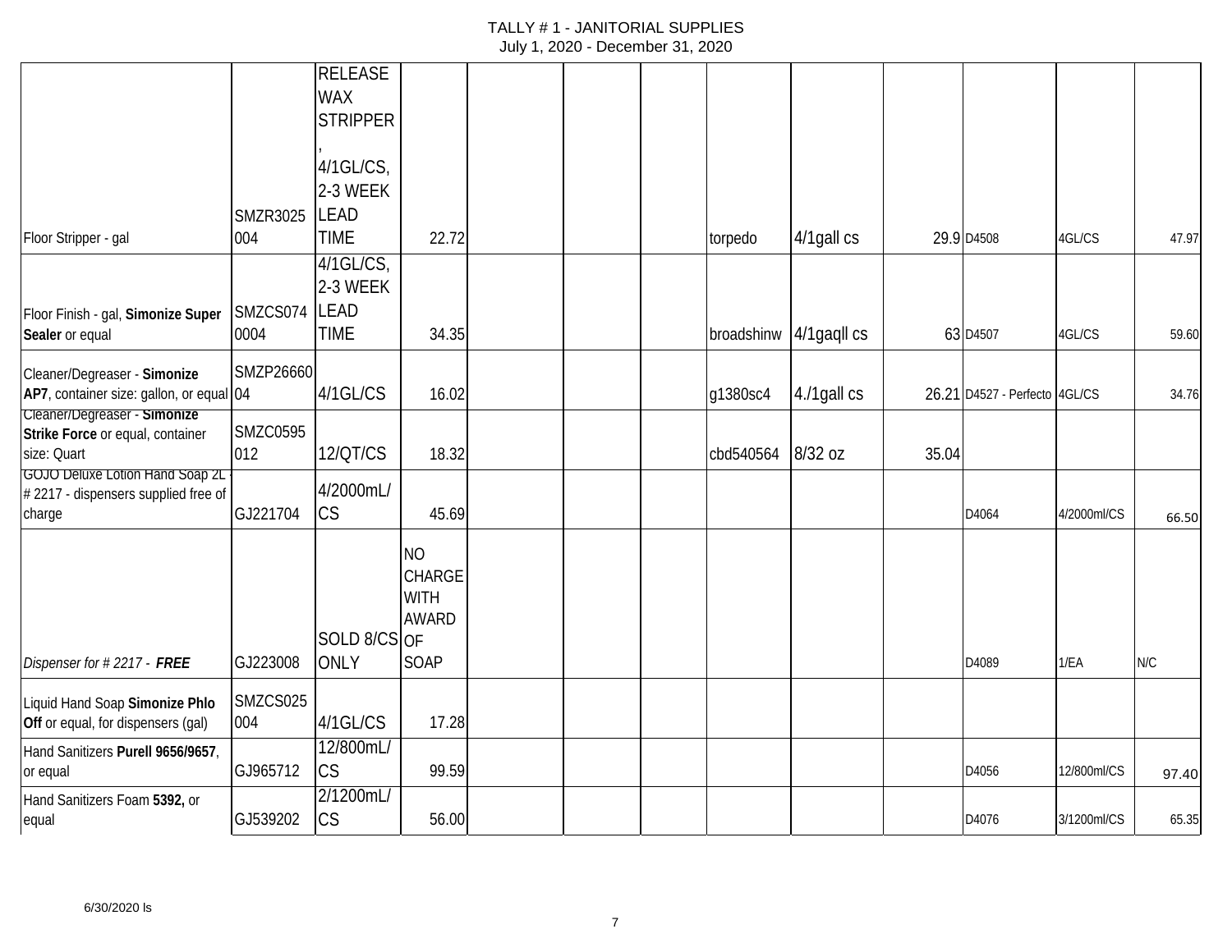# TALLY # 1 - JANITORIAL SUPPLIES
July 1, 2020 - December 31, 2020

| | | | | | | | | | | | | |
|---|---|---|---|---|---|---|---|---|---|---|---|---|
| Floor Stripper - gal | SMZR3025004 | RELEASE WAX STRIPPER, 4/1GL/CS, 2-3 WEEK LEAD TIME | 22.72 | | | | torpedo | 4/1gall cs | 29.9 | D4508 | 4GL/CS | 47.97 |
| Floor Finish - gal, **Simonize Super Sealer** or equal | SMZCS0740004 | 4/1GL/CS, 2-3 WEEK LEAD TIME | 34.35 | | | | broadshinw | 4/1gaqll cs | 63 | D4507 | 4GL/CS | 59.60 |
| Cleaner/Degreaser - **Simonize AP7**, container size: gallon, or equal | SMZP2666004 | 4/1GL/CS | 16.02 | | | | g1380sc4 | 4./1gall cs | 26.21 | D4527 - Perfecto | 4GL/CS | 34.76 |
| Cleaner/Degreaser - **Simonize Strike Force** or equal, container size: Quart | SMZC0595012 | 12/QT/CS | 18.32 | | | | cbd540564 | 8/32 oz | 35.04 | | | |
| GOJO Deluxe Lotion Hand Soap 2L - # 2217 - dispensers supplied free of charge | GJ221704 | 4/2000mL/CS | 45.69 | | | | | | | D4064 | 4/2000ml/CS | 66.50 |
| *Dispenser for # 2217 - **FREE*** | GJ223008 | SOLD 8/CS ONLY | NO CHARGE WITH AWARD OF SOAP | | | | | | | D4089 | 1/EA | N/C |
| Liquid Hand Soap **Simonize Phlo Off** or equal, for dispensers (gal) | SMZCS025004 | 4/1GL/CS | 17.28 | | | | | | | | | |
| Hand Sanitizers **Purell 9656/9657**, or equal | GJ965712 | 12/800mL/CS | 99.59 | | | | | | | D4056 | 12/800ml/CS | 97.40 |
| Hand Sanitizers Foam **5392,** or equal | GJ539202 | 2/1200mL/CS | 56.00 | | | | | | | D4076 | 3/1200ml/CS | 65.35 |

6/30/2020 ls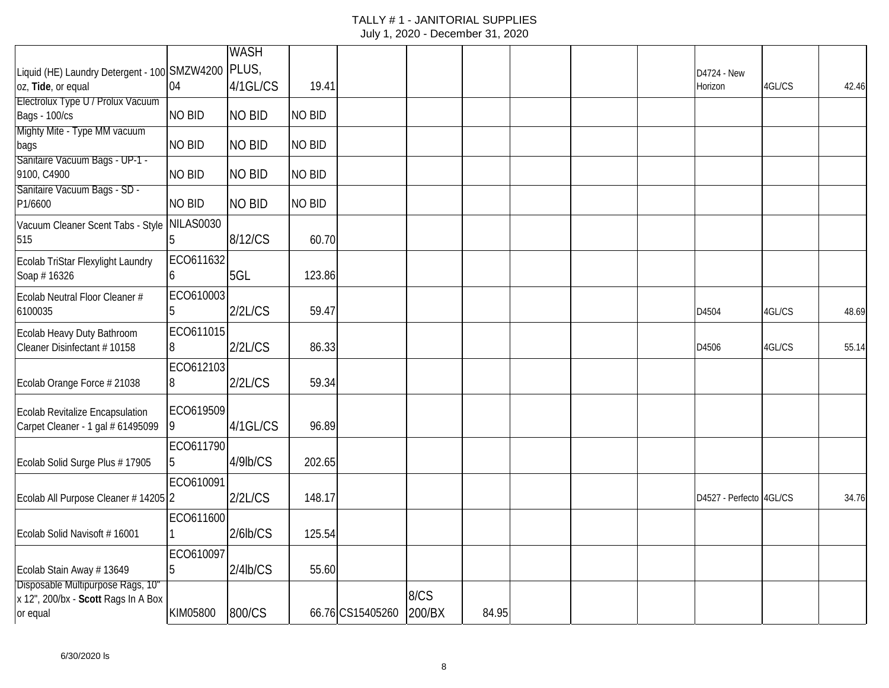TALLY # 1 - JANITORIAL SUPPLIES
July 1, 2020 - December 31, 2020

| | | | | | | | | | | | | |
|---|---|---|---|---|---|---|---|---|---|---|---|---|
| Liquid (HE) Laundry Detergent - 100 oz, **Tide**, or equal | SMZW420004 | WASH PLUS, 4/1GL/CS | 19.41 | | | | | | | D4724 - New Horizon | 4GL/CS | 42.46 |
| Electrolux Type U / Prolux Vacuum Bags - 100/cs | NO BID | NO BID | NO BID | | | | | | | | | |
| Mighty Mite - Type MM vacuum bags | NO BID | NO BID | NO BID | | | | | | | | | |
| Sanitaire Vacuum Bags - UP-1 - 9100, C4900 | NO BID | NO BID | NO BID | | | | | | | | | |
| Sanitaire Vacuum Bags - SD - P1/6600 | NO BID | NO BID | NO BID | | | | | | | | | |
| Vacuum Cleaner Scent Tabs - Style 515 | NILAS00305 | 8/12/CS | 60.70 | | | | | | | | | |
| Ecolab TriStar Flexylight Laundry Soap # 16326 | ECO6116326 | 5GL | 123.86 | | | | | | | | | |
| Ecolab Neutral Floor Cleaner # 6100035 | ECO6100035 | 2/2L/CS | 59.47 | | | | | | | D4504 | 4GL/CS | 48.69 |
| Ecolab Heavy Duty Bathroom Cleaner Disinfectant # 10158 | ECO6110158 | 2/2L/CS | 86.33 | | | | | | | D4506 | 4GL/CS | 55.14 |
| Ecolab Orange Force # 21038 | ECO6121038 | 2/2L/CS | 59.34 | | | | | | | | | |
| Ecolab Revitalize Encapsulation Carpet Cleaner - 1 gal # 61495099 | ECO6195099 | 4/1GL/CS | 96.89 | | | | | | | | | |
| Ecolab Solid Surge Plus # 17905 | ECO6117905 | 4/9lb/CS | 202.65 | | | | | | | | | |
| Ecolab All Purpose Cleaner # 14205 | ECO6100912 | 2/2L/CS | 148.17 | | | | | | | D4527 - Perfecto | 4GL/CS | 34.76 |
| Ecolab Solid Navisoft # 16001 | ECO6116001 | 2/6lb/CS | 125.54 | | | | | | | | | |
| Ecolab Stain Away # 13649 | ECO6100975 | 2/4lb/CS | 55.60 | | | | | | | | | |
| Disposable Multipurpose Rags, 10" x 12", 200/bx - **Scott** Rags In A Box or equal | KIM05800 | 800/CS | 66.76 | CS15405260 | 8/CS 200/BX | 84.95 | | | | | | |

6/30/2020 ls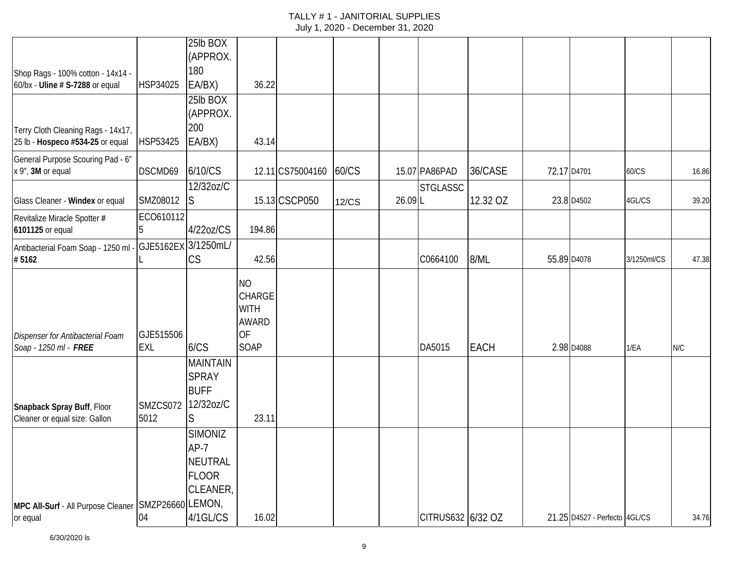# TALLY # 1 - JANITORIAL SUPPLIES

July 1, 2020 - December 31, 2020

| | | | | | | | | | | | | |
|---|---|---|---|---|---|---|---|---|---|---|---|---|
| Shop Rags - 100% cotton - 14x14 - 60/bx - **Uline # S-7288** or equal | HSP34025 | 25lb BOX (APPROX. 180 EA/BX) | 36.22 | | | | | | | | | |
| Terry Cloth Cleaning Rags - 14x17, 25 lb - **Hospeco #534-25** or equal | HSP53425 | 25lb BOX (APPROX. 200 EA/BX) | 43.14 | | | | | | | | | |
| General Purpose Scouring Pad - 6" x 9", **3M** or equal | DSCMD69 | 6/10/CS | 12.11 | CS75004160 | 60/CS | 15.07 | PA86PAD | 36/CASE | 72.17 | D4701 | 60/CS | 16.86 |
| Glass Cleaner - **Windex** or equal | SMZ08012 | 12/32oz/CS | 15.13 | CSCP050 | 12/CS | 26.09 | STGLASSCL | 12.32 OZ | 23.8 | D4502 | 4GL/CS | 39.20 |
| Revitalize Miracle Spotter **# 6101125** or equal | ECO6101125 | 4/22oz/CS | 194.86 | | | | | | | | | |
| Antibacterial Foam Soap - 1250 ml - **# 5162** | GJE5162EXL | 3/1250mL/CS | 42.56 | | | | C0664100 | 8/ML | 55.89 | D4078 | 3/1250ml/CS | 47.38 |
| *Dispenser for Antibacterial Foam Soap - 1250 ml -* ***FREE*** | GJE515506EXL | 6/CS | NO CHARGE WITH AWARD OF SOAP | | | | DA5015 | EACH | 2.98 | D4088 | 1/EA | N/C |
| **Snapback Spray Buff**, Floor Cleaner or equal size: Gallon | SMZCS0725012 | MAINTAIN SPRAY BUFF 12/32oz/CS | 23.11 | | | | | | | | | |
| **MPC All-Surf** - All Purpose Cleaner or equal | SMZP2666004 | SIMONIZ AP-7 NEUTRAL FLOOR CLEANER, LEMON, 4/1GL/CS | 16.02 | | | | CITRUS632 | 6/32 OZ | 21.25 | D4527 - Perfecto | 4GL/CS | 34.76 |

6/30/2020 ls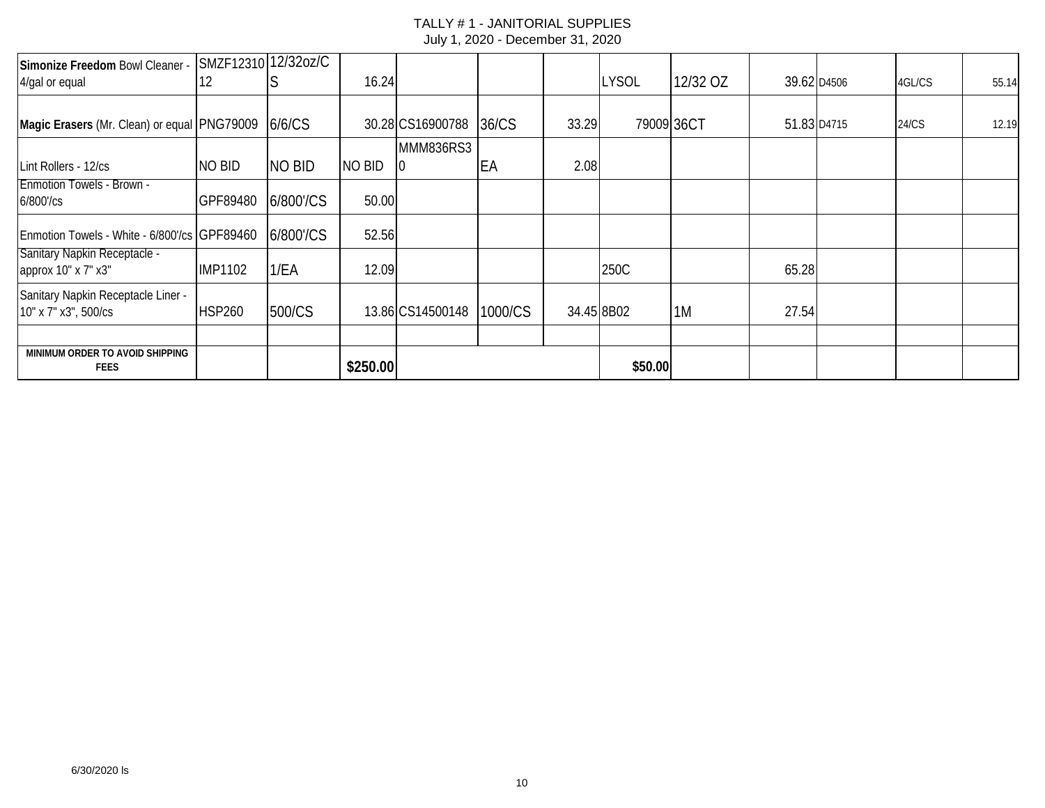# TALLY # 1 - JANITORIAL SUPPLIES
July 1, 2020 - December 31, 2020

| | | | | | | | | | | | | |
|---|---|---|---|---|---|---|---|---|---|---|---|---|
| **Simonize Freedom** Bowl Cleaner - 4/gal or equal | SMZF1231012 | 12/32oz/CS | 16.24 | | | | LYSOL | 12/32 OZ | 39.62 | D4506 | 4GL/CS | 55.14 |
| **Magic Erasers** (Mr. Clean) or equal | PNG79009 | 6/6/CS | 30.28 | CS16900788 | 36/CS | 33.29 | 79009 | 36CT | 51.83 | D4715 | 24/CS | 12.19 |
| Lint Rollers - 12/cs | NO BID | NO BID | NO BID | MMM836RS30 | EA | 2.08 | | | | | | |
| Enmotion Towels - Brown - 6/800'/cs | GPF89480 | 6/800'/CS | 50.00 | | | | | | | | | |
| Enmotion Towels - White - 6/800'/cs | GPF89460 | 6/800'/CS | 52.56 | | | | | | | | | |
| Sanitary Napkin Receptacle - approx 10" x 7" x3" | IMP1102 | 1/EA | 12.09 | | | | 250C | | 65.28 | | | |
| Sanitary Napkin Receptacle Liner - 10" x 7" x3", 500/cs | HSP260 | 500/CS | 13.86 | CS14500148 | 1000/CS | 34.45 | 8B02 | 1M | 27.54 | | | |
| | | | | | | | | | | | | |
| **MINIMUM ORDER TO AVOID SHIPPING FEES** | | | **$250.00** | | | | **$50.00** | | | | | |

6/30/2020 ls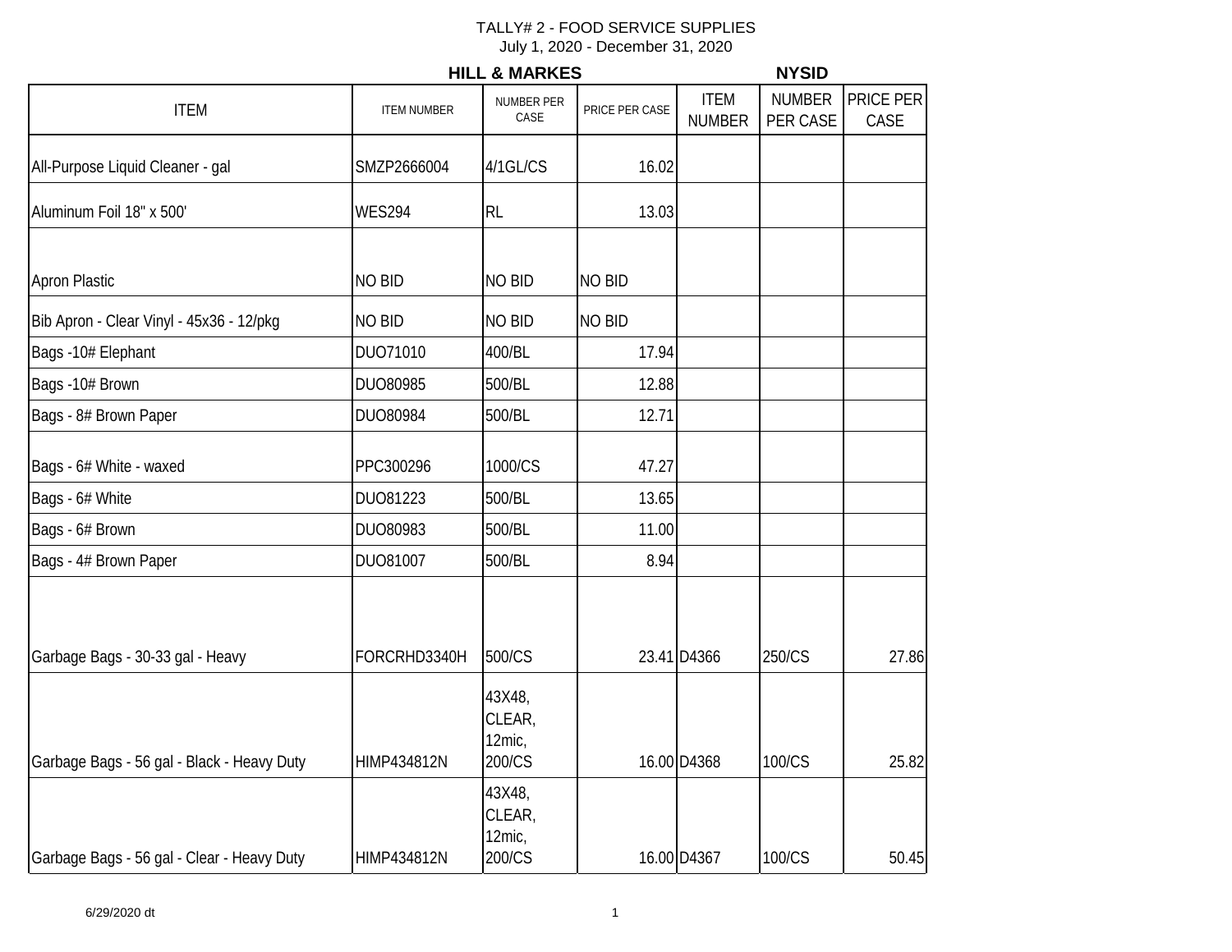TALLY# 2 - FOOD SERVICE SUPPLIES
July 1, 2020 - December 31, 2020

| | HILL & MARKES | | | NYSID | | |
|---|---|---|---|---|---|---|
| ITEM | ITEM NUMBER | NUMBER PER CASE | PRICE PER CASE | ITEM NUMBER | NUMBER PER CASE | PRICE PER CASE |
| All-Purpose Liquid Cleaner - gal | SMZP2666004 | 4/1GL/CS | 16.02 | | | |
| Aluminum Foil 18" x 500' | WES294 | RL | 13.03 | | | |
| Apron Plastic | NO BID | NO BID | NO BID | | | |
| Bib Apron - Clear Vinyl - 45x36 - 12/pkg | NO BID | NO BID | NO BID | | | |
| Bags -10# Elephant | DUO71010 | 400/BL | 17.94 | | | |
| Bags -10# Brown | DUO80985 | 500/BL | 12.88 | | | |
| Bags - 8# Brown Paper | DUO80984 | 500/BL | 12.71 | | | |
| Bags - 6# White - waxed | PPC300296 | 1000/CS | 47.27 | | | |
| Bags - 6# White | DUO81223 | 500/BL | 13.65 | | | |
| Bags - 6# Brown | DUO80983 | 500/BL | 11.00 | | | |
| Bags - 4# Brown Paper | DUO81007 | 500/BL | 8.94 | | | |
| Garbage Bags - 30-33 gal - Heavy | FORCRHD3340H | 500/CS | 23.41 | D4366 | 250/CS | 27.86 |
| Garbage Bags - 56 gal - Black - Heavy Duty | HIMP434812N | 43X48, CLEAR, 12mic, 200/CS | 16.00 | D4368 | 100/CS | 25.82 |
| Garbage Bags - 56 gal - Clear - Heavy Duty | HIMP434812N | 43X48, CLEAR, 12mic, 200/CS | 16.00 | D4367 | 100/CS | 50.45 |

6/29/2020 dt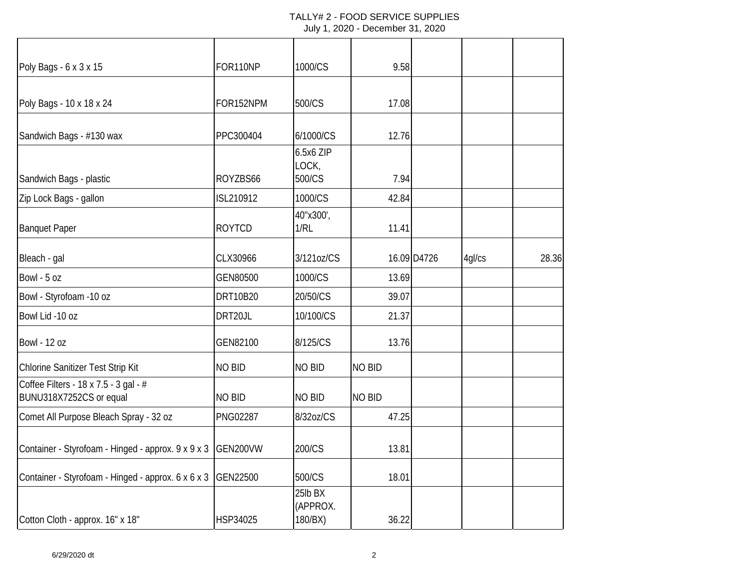TALLY# 2 - FOOD SERVICE SUPPLIES
July 1, 2020 - December 31, 2020

| | | | | | | |
|---|---|---|---|---|---|---|
| Poly Bags - 6 x 3 x 15 | FOR110NP | 1000/CS | 9.58 | | | |
| Poly Bags - 10 x 18 x 24 | FOR152NPM | 500/CS | 17.08 | | | |
| Sandwich Bags - #130 wax | PPC300404 | 6/1000/CS | 12.76 | | | |
| Sandwich Bags - plastic | ROYZBS66 | 6.5x6 ZIP LOCK, 500/CS | 7.94 | | | |
| Zip Lock Bags - gallon | ISL210912 | 1000/CS | 42.84 | | | |
| Banquet Paper | ROYTCD | 40"x300', 1/RL | 11.41 | | | |
| Bleach - gal | CLX30966 | 3/121oz/CS | 16.09 | D4726 | 4gl/cs | 28.36 |
| Bowl - 5 oz | GEN80500 | 1000/CS | 13.69 | | | |
| Bowl - Styrofoam -10 oz | DRT10B20 | 20/50/CS | 39.07 | | | |
| Bowl Lid -10 oz | DRT20JL | 10/100/CS | 21.37 | | | |
| Bowl - 12 oz | GEN82100 | 8/125/CS | 13.76 | | | |
| Chlorine Sanitizer Test Strip Kit | NO BID | NO BID | NO BID | | | |
| Coffee Filters - 18 x 7.5 - 3 gal - # BUNU318X7252CS or equal | NO BID | NO BID | NO BID | | | |
| Comet All Purpose Bleach Spray - 32 oz | PNG02287 | 8/32oz/CS | 47.25 | | | |
| Container - Styrofoam - Hinged - approx. 9 x 9 x 3 | GEN200VW | 200/CS | 13.81 | | | |
| Container - Styrofoam - Hinged - approx. 6 x 6 x 3 | GEN22500 | 500/CS | 18.01 | | | |
| Cotton Cloth - approx. 16" x 18" | HSP34025 | 25lb BX (APPROX. 180/BX) | 36.22 | | | |

6/29/2020 dt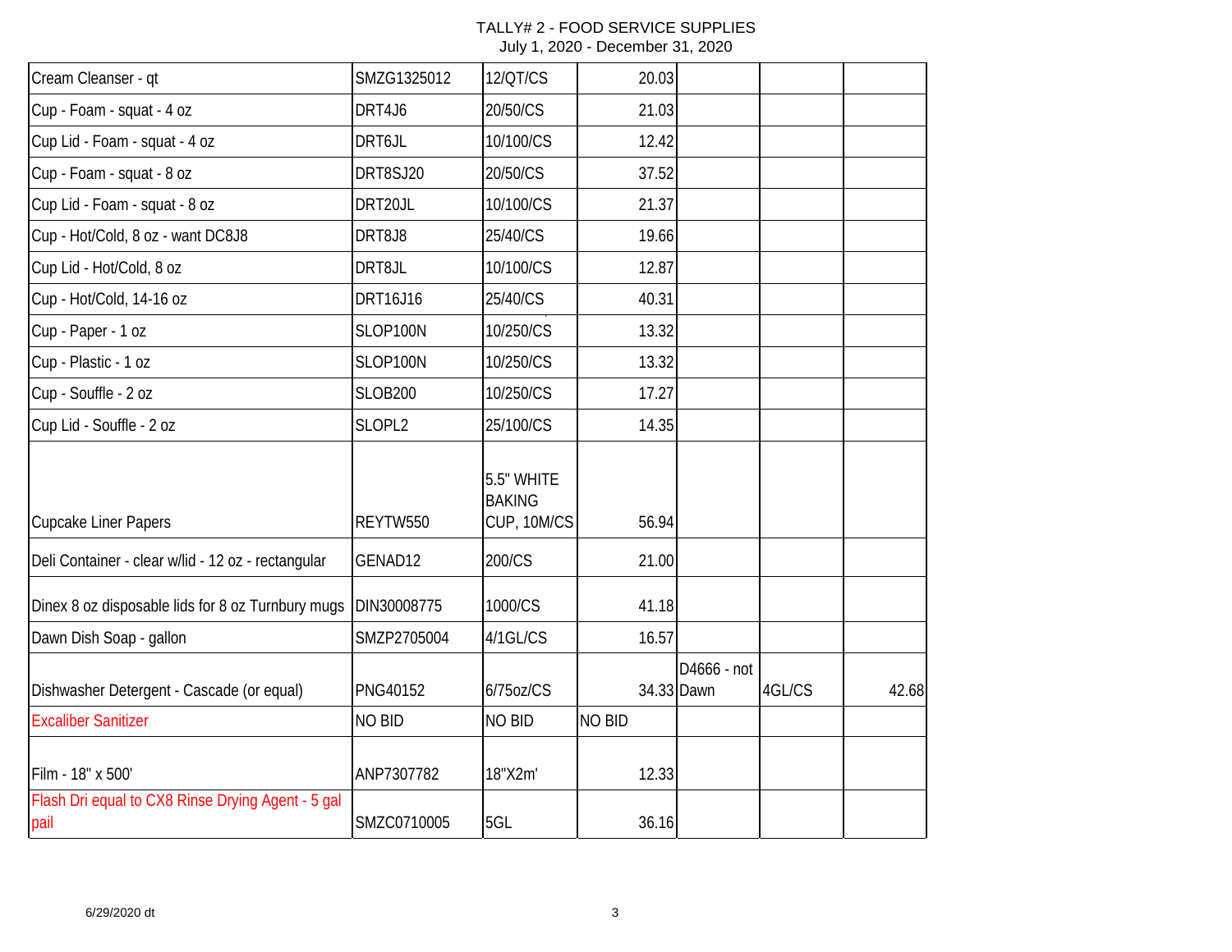TALLY# 2 - FOOD SERVICE SUPPLIES
July 1, 2020 - December 31, 2020

| | | | | | | |
|---|---|---|---|---|---|---|
| Cream Cleanser - qt | SMZG1325012 | 12/QT/CS | 20.03 | | | |
| Cup - Foam - squat - 4 oz | DRT4J6 | 20/50/CS | 21.03 | | | |
| Cup Lid - Foam - squat - 4 oz | DRT6JL | 10/100/CS | 12.42 | | | |
| Cup - Foam - squat - 8 oz | DRT8SJ20 | 20/50/CS | 37.52 | | | |
| Cup Lid - Foam - squat - 8 oz | DRT20JL | 10/100/CS | 21.37 | | | |
| Cup - Hot/Cold, 8 oz - want DC8J8 | DRT8J8 | 25/40/CS | 19.66 | | | |
| Cup Lid - Hot/Cold, 8 oz | DRT8JL | 10/100/CS | 12.87 | | | |
| Cup - Hot/Cold, 14-16 oz | DRT16J16 | 25/40/CS | 40.31 | | | |
| Cup - Paper - 1 oz | SLOP100N | 10/250/CS | 13.32 | | | |
| Cup - Plastic - 1 oz | SLOP100N | 10/250/CS | 13.32 | | | |
| Cup - Souffle - 2 oz | SLOB200 | 10/250/CS | 17.27 | | | |
| Cup Lid - Souffle - 2 oz | SLOPL2 | 25/100/CS | 14.35 | | | |
| Cupcake Liner Papers | REYTW550 | 5.5" WHITE BAKING CUP, 10M/CS | 56.94 | | | |
| Deli Container - clear w/lid - 12 oz - rectangular | GENAD12 | 200/CS | 21.00 | | | |
| Dinex 8 oz disposable lids for 8 oz Turnbury mugs | DIN30008775 | 1000/CS | 41.18 | | | |
| Dawn Dish Soap - gallon | SMZP2705004 | 4/1GL/CS | 16.57 | | | |
| Dishwasher Detergent - Cascade (or equal) | PNG40152 | 6/75oz/CS | 34.33 | D4666 - not Dawn | 4GL/CS | 42.68 |
| Excaliber Sanitizer | NO BID | NO BID | NO BID | | | |
| Film - 18" x 500' | ANP7307782 | 18"X2m' | 12.33 | | | |
| Flash Dri equal to CX8 Rinse Drying Agent - 5 gal pail | SMZC0710005 | 5GL | 36.16 | | | |

6/29/2020 dt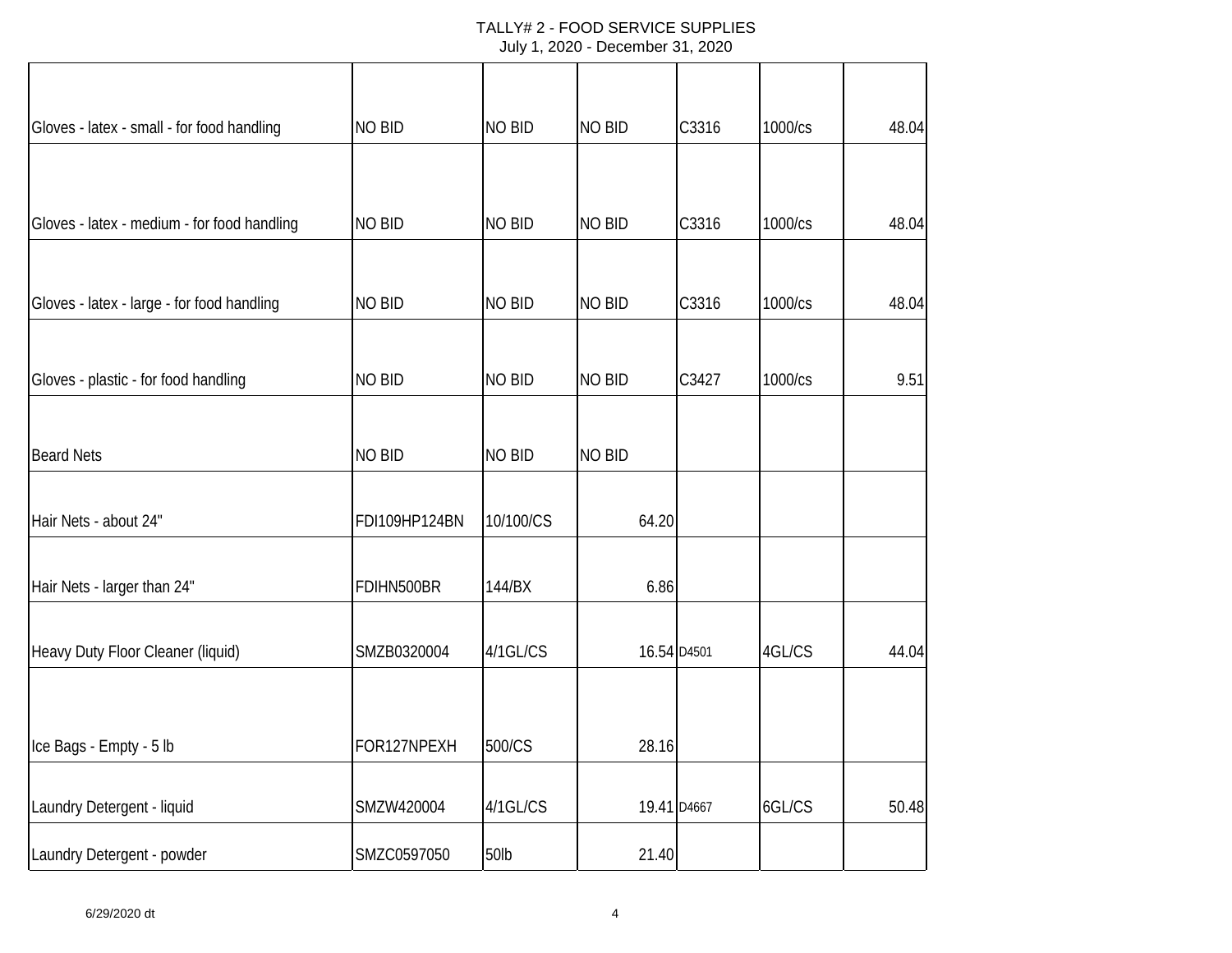TALLY# 2 - FOOD SERVICE SUPPLIES
July 1, 2020 - December 31, 2020

| | | | | | | |
|---|---|---|---|---|---|---|
| Gloves - latex - small - for food handling | NO BID | NO BID | NO BID | C3316 | 1000/cs | 48.04 |
| Gloves - latex - medium - for food handling | NO BID | NO BID | NO BID | C3316 | 1000/cs | 48.04 |
| Gloves - latex - large - for food handling | NO BID | NO BID | NO BID | C3316 | 1000/cs | 48.04 |
| Gloves - plastic - for food handling | NO BID | NO BID | NO BID | C3427 | 1000/cs | 9.51 |
| Beard Nets | NO BID | NO BID | NO BID | | | |
| Hair Nets - about 24" | FDI109HP124BN | 10/100/CS | 64.20 | | | |
| Hair Nets - larger than 24" | FDIHN500BR | 144/BX | 6.86 | | | |
| Heavy Duty Floor Cleaner (liquid) | SMZB0320004 | 4/1GL/CS | 16.54 | D4501 | 4GL/CS | 44.04 |
| Ice Bags - Empty - 5 lb | FOR127NPEXH | 500/CS | 28.16 | | | |
| Laundry Detergent - liquid | SMZW420004 | 4/1GL/CS | 19.41 | D4667 | 6GL/CS | 50.48 |
| Laundry Detergent - powder | SMZC0597050 | 50lb | 21.40 | | | |

6/29/2020 dt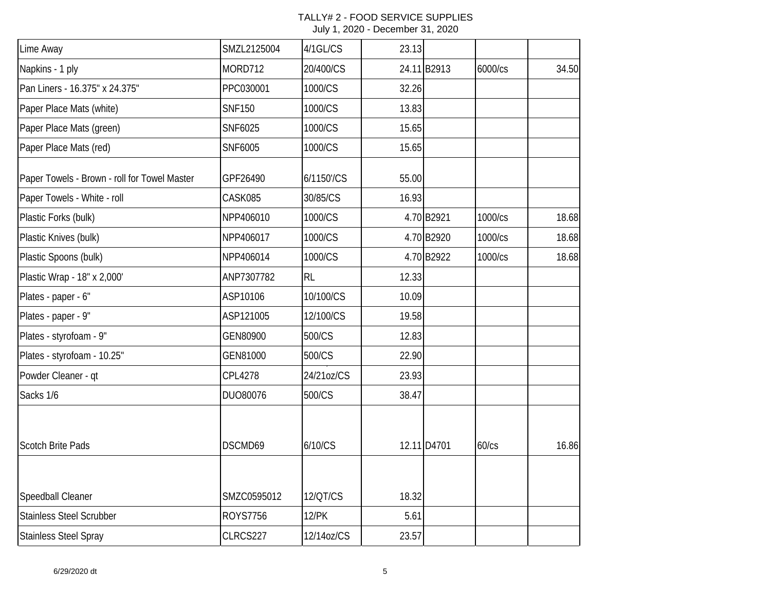TALLY# 2 - FOOD SERVICE SUPPLIES
July 1, 2020 - December 31, 2020

| | | | | | | |
|---|---|---|---|---|---|---|
| Lime Away | SMZL2125004 | 4/1GL/CS | 23.13 | | | |
| Napkins - 1 ply | MORD712 | 20/400/CS | 24.11 | B2913 | 6000/cs | 34.50 |
| Pan Liners - 16.375" x 24.375" | PPC030001 | 1000/CS | 32.26 | | | |
| Paper Place Mats (white) | SNF150 | 1000/CS | 13.83 | | | |
| Paper Place Mats (green) | SNF6025 | 1000/CS | 15.65 | | | |
| Paper Place Mats (red) | SNF6005 | 1000/CS | 15.65 | | | |
| Paper Towels - Brown - roll for Towel Master | GPF26490 | 6/1150'/CS | 55.00 | | | |
| Paper Towels - White - roll | CASK085 | 30/85/CS | 16.93 | | | |
| Plastic Forks (bulk) | NPP406010 | 1000/CS | 4.70 | B2921 | 1000/cs | 18.68 |
| Plastic Knives (bulk) | NPP406017 | 1000/CS | 4.70 | B2920 | 1000/cs | 18.68 |
| Plastic Spoons (bulk) | NPP406014 | 1000/CS | 4.70 | B2922 | 1000/cs | 18.68 |
| Plastic Wrap - 18" x 2,000' | ANP7307782 | RL | 12.33 | | | |
| Plates - paper - 6" | ASP10106 | 10/100/CS | 10.09 | | | |
| Plates - paper - 9" | ASP121005 | 12/100/CS | 19.58 | | | |
| Plates - styrofoam - 9" | GEN80900 | 500/CS | 12.83 | | | |
| Plates - styrofoam - 10.25" | GEN81000 | 500/CS | 22.90 | | | |
| Powder Cleaner - qt | CPL4278 | 24/21oz/CS | 23.93 | | | |
| Sacks 1/6 | DUO80076 | 500/CS | 38.47 | | | |
| Scotch Brite Pads | DSCMD69 | 6/10/CS | 12.11 | D4701 | 60/cs | 16.86 |
| Speedball Cleaner | SMZC0595012 | 12/QT/CS | 18.32 | | | |
| Stainless Steel Scrubber | ROYS7756 | 12/PK | 5.61 | | | |
| Stainless Steel Spray | CLRCS227 | 12/14oz/CS | 23.57 | | | |

6/29/2020 dt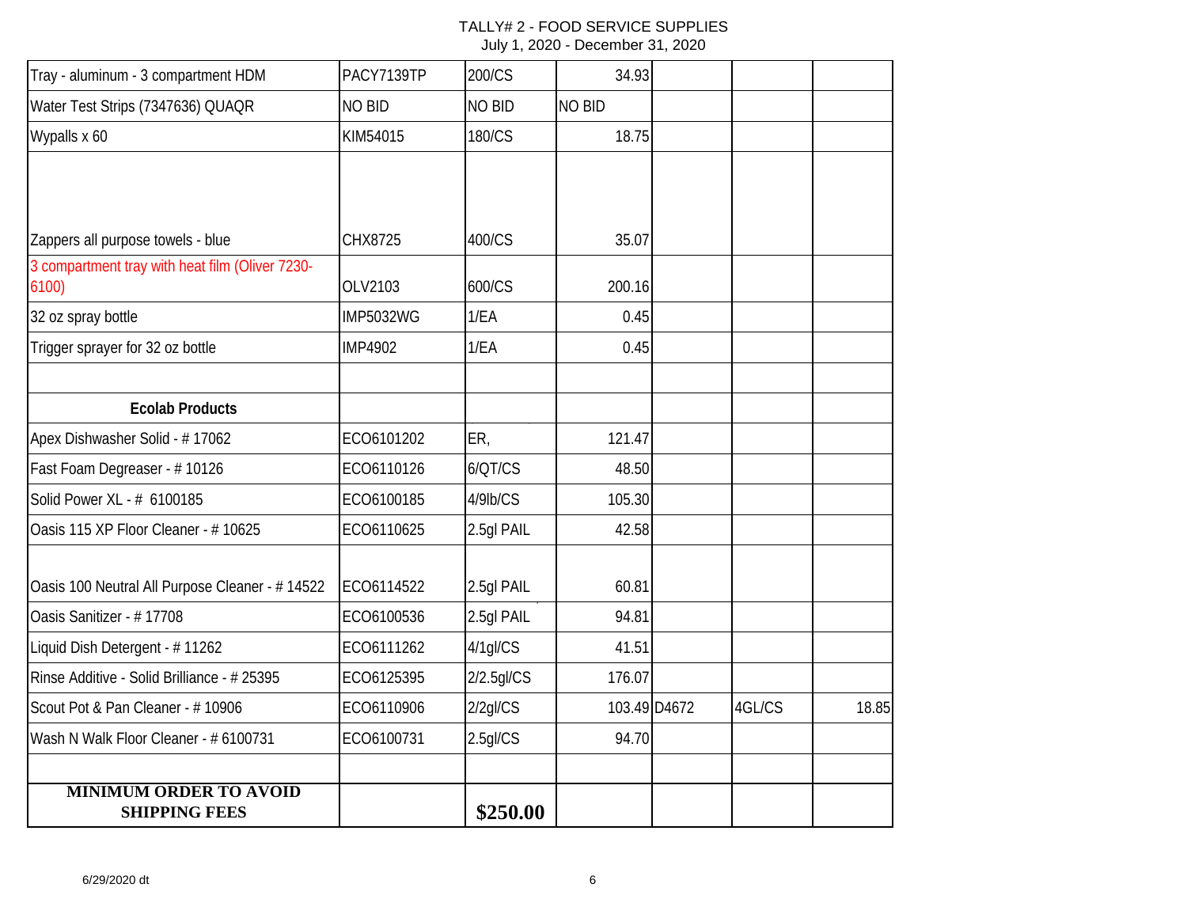TALLY# 2 - FOOD SERVICE SUPPLIES
July 1, 2020 - December 31, 2020

| | | | | | | |
|---|---|---|---|---|---|---|
| Tray - aluminum - 3 compartment HDM | PACY7139TP | 200/CS | 34.93 | | | |
| Water Test Strips (7347636) QUAQR | NO BID | NO BID | NO BID | | | |
| Wypalls x 60 | KIM54015 | 180/CS | 18.75 | | | |
| Zappers all purpose towels - blue | CHX8725 | 400/CS | 35.07 | | | |
| 3 compartment tray with heat film (Oliver 7230-6100) | OLV2103 | 600/CS | 200.16 | | | |
| 32 oz spray bottle | IMP5032WG | 1/EA | 0.45 | | | |
| Trigger sprayer for 32 oz bottle | IMP4902 | 1/EA | 0.45 | | | |
| | | | | | | |
| **Ecolab Products** | | | | | | |
| Apex Dishwasher Solid - # 17062 | ECO6101202 | ER, | 121.47 | | | |
| Fast Foam Degreaser - # 10126 | ECO6110126 | 6/QT/CS | 48.50 | | | |
| Solid Power XL - # 6100185 | ECO6100185 | 4/9lb/CS | 105.30 | | | |
| Oasis 115 XP Floor Cleaner - # 10625 | ECO6110625 | 2.5gl PAIL | 42.58 | | | |
| Oasis 100 Neutral All Purpose Cleaner - # 14522 | ECO6114522 | 2.5gl PAIL | 60.81 | | | |
| Oasis Sanitizer - # 17708 | ECO6100536 | 2.5gl PAIL | 94.81 | | | |
| Liquid Dish Detergent - # 11262 | ECO6111262 | 4/1gl/CS | 41.51 | | | |
| Rinse Additive - Solid Brilliance - # 25395 | ECO6125395 | 2/2.5gl/CS | 176.07 | | | |
| Scout Pot & Pan Cleaner - # 10906 | ECO6110906 | 2/2gl/CS | 103.49 | D4672 | 4GL/CS | 18.85 |
| Wash N Walk Floor Cleaner - # 6100731 | ECO6100731 | 2.5gl/CS | 94.70 | | | |
| | | | | | | |
| **MINIMUM ORDER TO AVOID SHIPPING FEES** | | **$250.00** | | | | |

6/29/2020 dt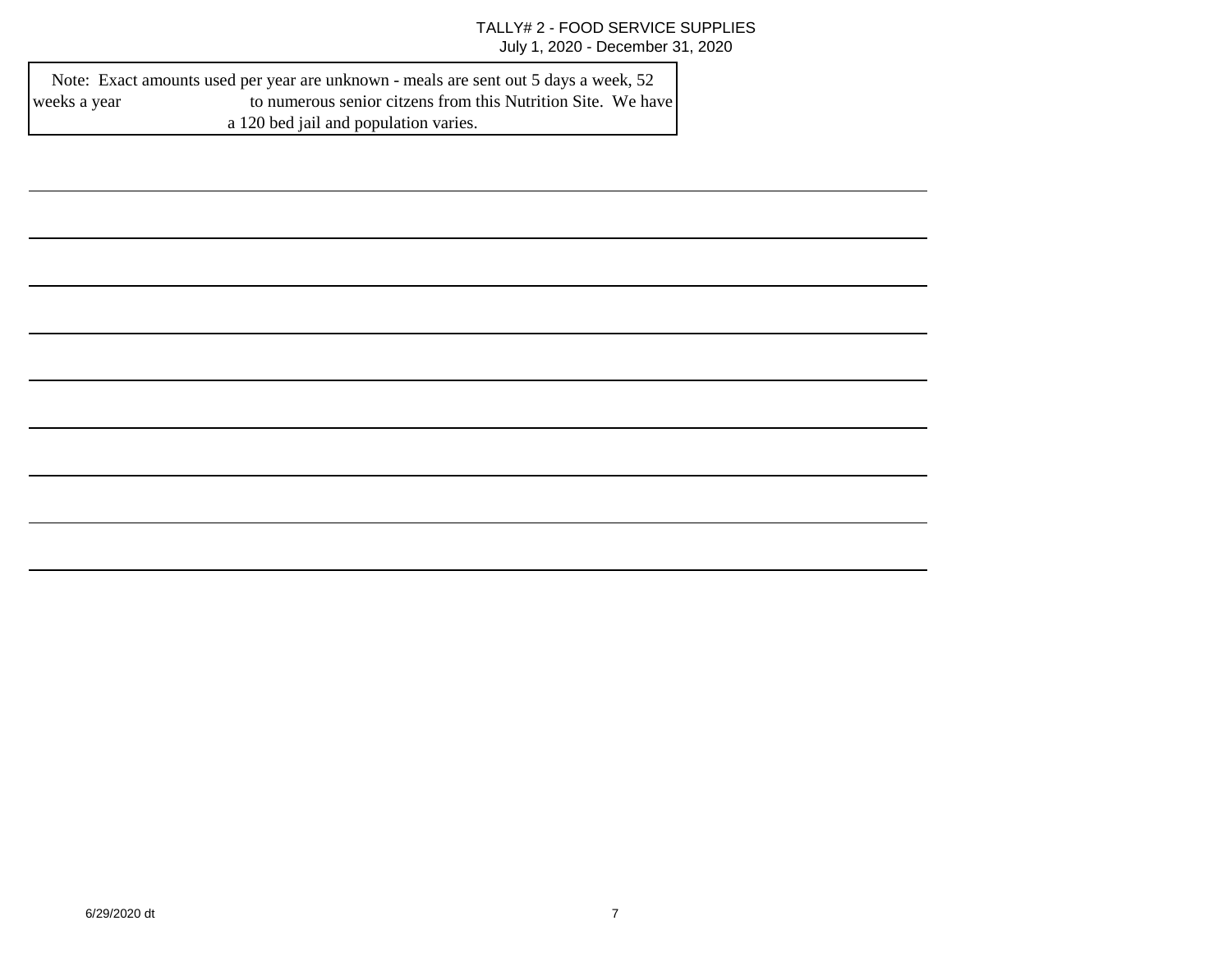TALLY# 2 - FOOD SERVICE SUPPLIES
July 1, 2020 - December 31, 2020

Note: Exact amounts used per year are unknown - meals are sent out 5 days a week, 52 weeks a year to numerous senior citzens from this Nutrition Site. We have a 120 bed jail and population varies.